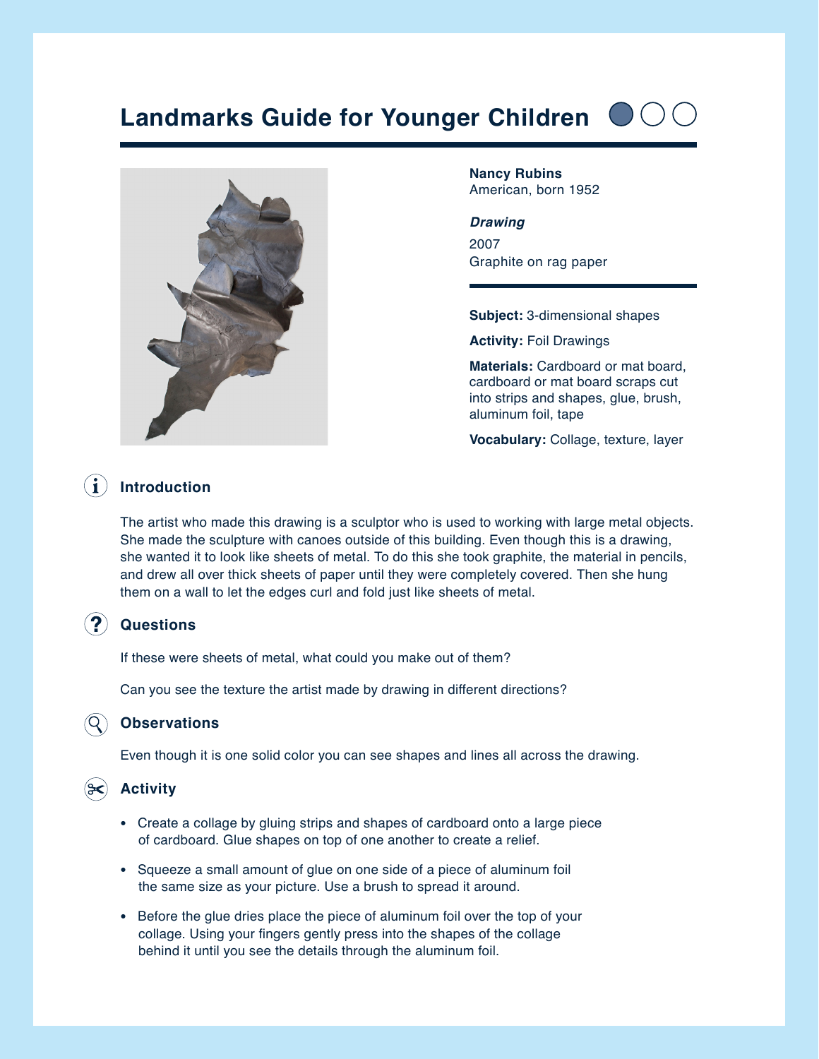# Landmarks Guide for Younger Children

**Nancy Rubins**
American, born 1952

***Drawing***
2007
Graphite on rag paper

**Subject:** 3-dimensional shapes

**Activity:** Foil Drawings

**Materials:** Cardboard or mat board, cardboard or mat board scraps cut into strips and shapes, glue, brush, aluminum foil, tape

**Vocabulary:** Collage, texture, layer

## Introduction

The artist who made this drawing is a sculptor who is used to working with large metal objects. She made the sculpture with canoes outside of this building. Even though this is a drawing, she wanted it to look like sheets of metal. To do this she took graphite, the material in pencils, and drew all over thick sheets of paper until they were completely covered. Then she hung them on a wall to let the edges curl and fold just like sheets of metal.

## Questions

If these were sheets of metal, what could you make out of them?

Can you see the texture the artist made by drawing in different directions?

## Observations

Even though it is one solid color you can see shapes and lines all across the drawing.

## Activity

- Create a collage by gluing strips and shapes of cardboard onto a large piece of cardboard. Glue shapes on top of one another to create a relief.
- Squeeze a small amount of glue on one side of a piece of aluminum foil the same size as your picture. Use a brush to spread it around.
- Before the glue dries place the piece of aluminum foil over the top of your collage. Using your fingers gently press into the shapes of the collage behind it until you see the details through the aluminum foil.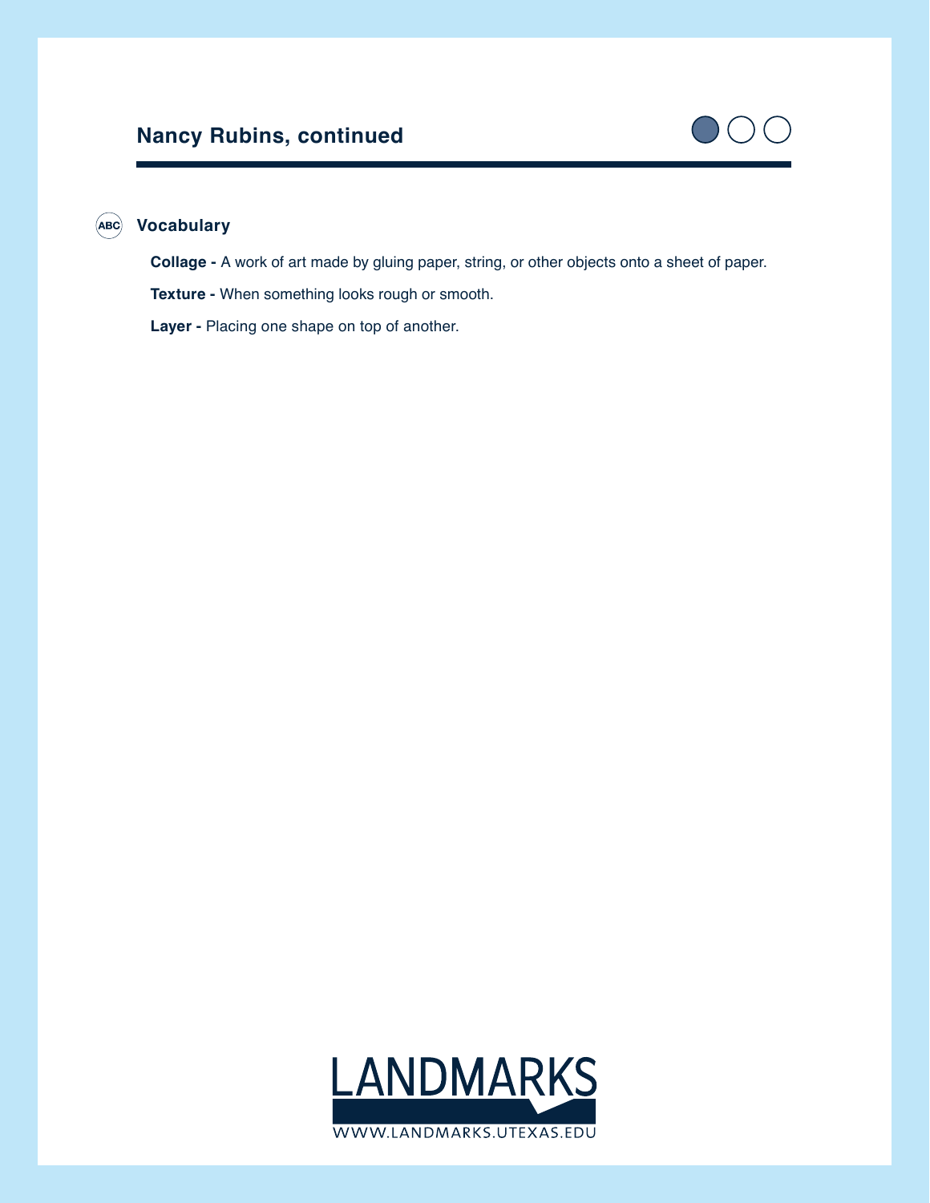## Nancy Rubins, continued

### Vocabulary

**Collage -** A work of art made by gluing paper, string, or other objects onto a sheet of paper.

**Texture -** When something looks rough or smooth.

**Layer -** Placing one shape on top of another.

LANDMARKS

WWW.LANDMARKS.UTEXAS.EDU